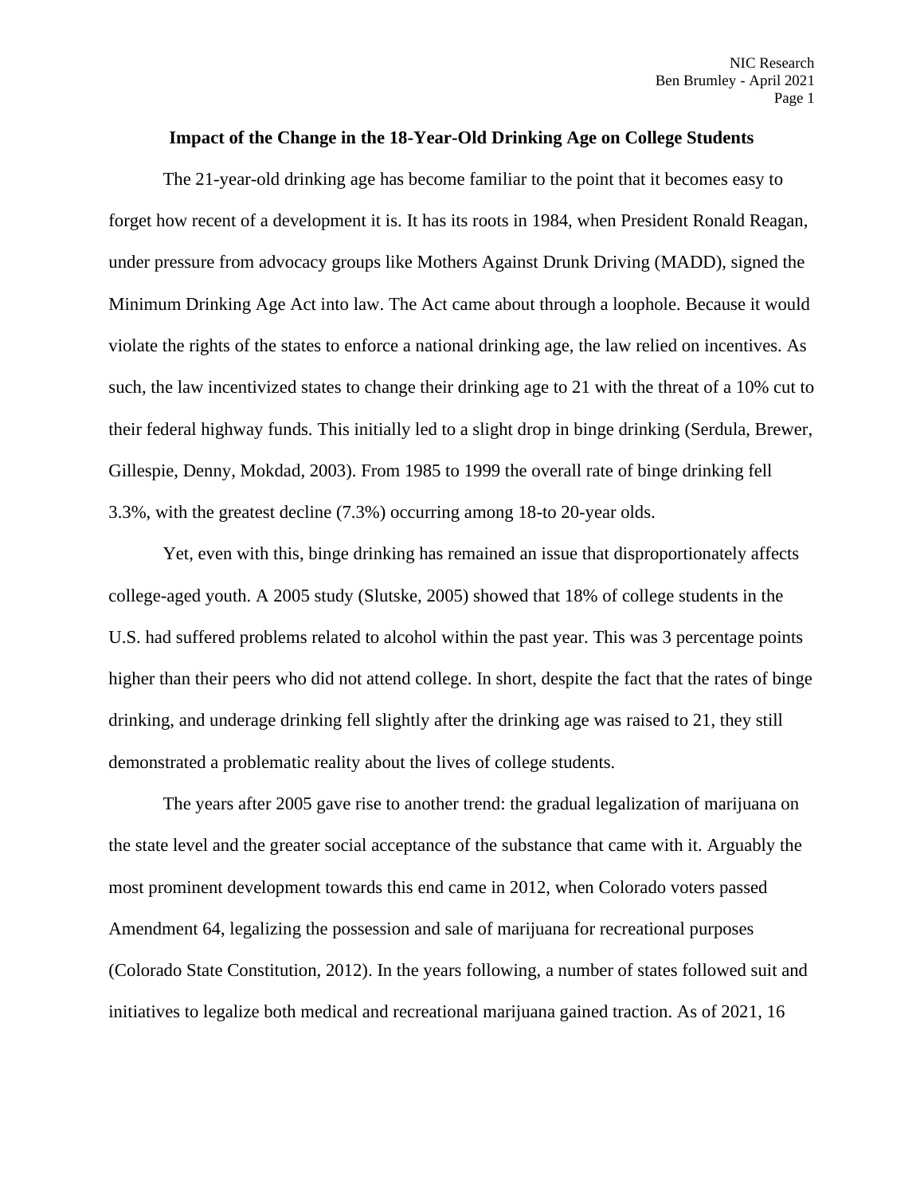**Impact of the Change in the 18-Year-Old Drinking Age on College Students**

The 21-year-old drinking age has become familiar to the point that it becomes easy to forget how recent of a development it is. It has its roots in 1984, when President Ronald Reagan, under pressure from advocacy groups like Mothers Against Drunk Driving (MADD), signed the Minimum Drinking Age Act into law. The Act came about through a loophole. Because it would violate the rights of the states to enforce a national drinking age, the law relied on incentives. As such, the law incentivized states to change their drinking age to 21 with the threat of a 10% cut to their federal highway funds. This initially led to a slight drop in binge drinking (Serdula, Brewer, Gillespie, Denny, Mokdad, 2003). From 1985 to 1999 the overall rate of binge drinking fell 3.3%, with the greatest decline (7.3%) occurring among 18-to 20-year olds.

Yet, even with this, binge drinking has remained an issue that disproportionately affects college-aged youth. A 2005 study (Slutske, 2005) showed that 18% of college students in the U.S. had suffered problems related to alcohol within the past year. This was 3 percentage points higher than their peers who did not attend college. In short, despite the fact that the rates of binge drinking, and underage drinking fell slightly after the drinking age was raised to 21, they still demonstrated a problematic reality about the lives of college students.

The years after 2005 gave rise to another trend: the gradual legalization of marijuana on the state level and the greater social acceptance of the substance that came with it. Arguably the most prominent development towards this end came in 2012, when Colorado voters passed Amendment 64, legalizing the possession and sale of marijuana for recreational purposes (Colorado State Constitution, 2012). In the years following, a number of states followed suit and initiatives to legalize both medical and recreational marijuana gained traction. As of 2021, 16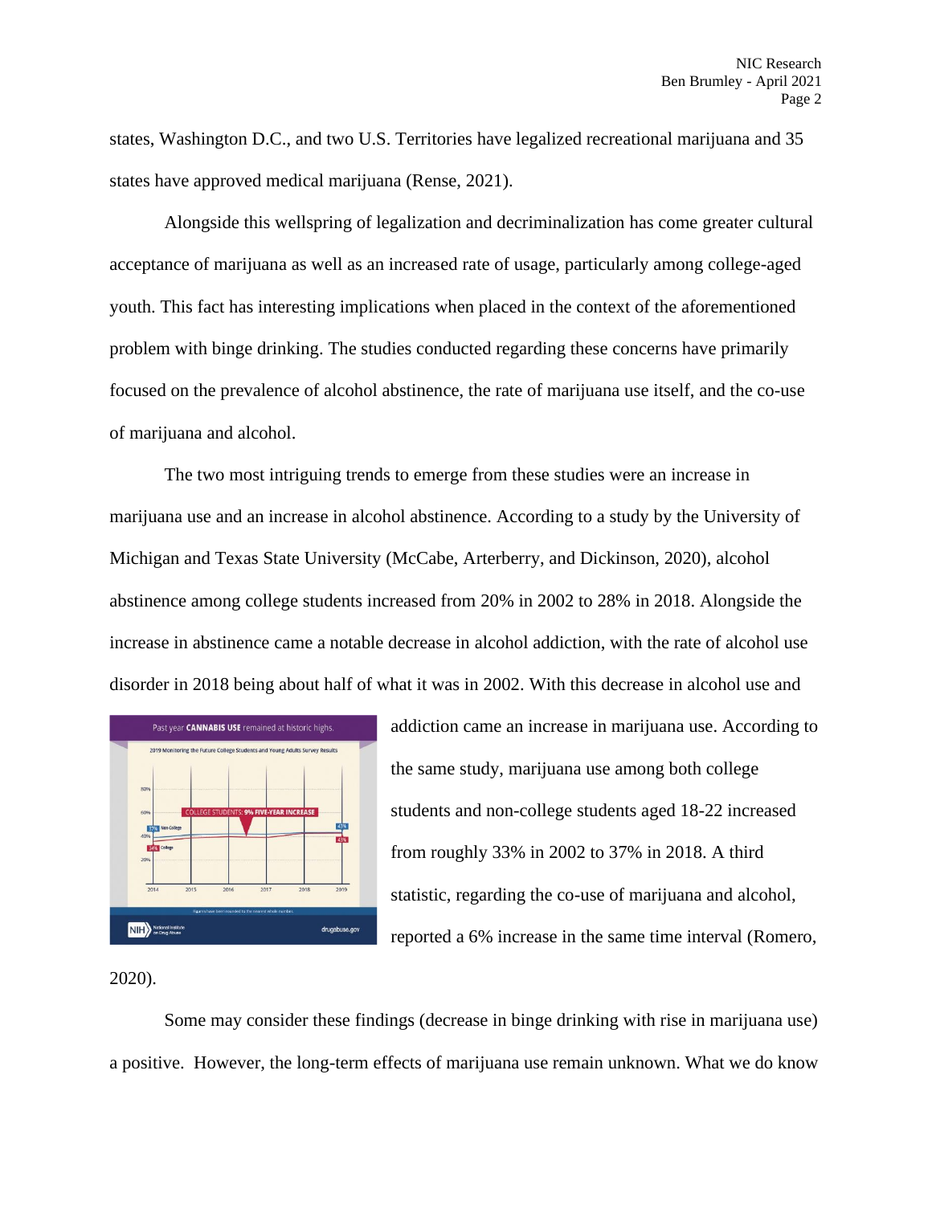states, Washington D.C., and two U.S. Territories have legalized recreational marijuana and 35 states have approved medical marijuana (Rense, 2021).

Alongside this wellspring of legalization and decriminalization has come greater cultural acceptance of marijuana as well as an increased rate of usage, particularly among college-aged youth. This fact has interesting implications when placed in the context of the aforementioned problem with binge drinking. The studies conducted regarding these concerns have primarily focused on the prevalence of alcohol abstinence, the rate of marijuana use itself, and the co-use of marijuana and alcohol.

The two most intriguing trends to emerge from these studies were an increase in marijuana use and an increase in alcohol abstinence. According to a study by the University of Michigan and Texas State University (McCabe, Arterberry, and Dickinson, 2020), alcohol abstinence among college students increased from 20% in 2002 to 28% in 2018. Alongside the increase in abstinence came a notable decrease in alcohol addiction, with the rate of alcohol use disorder in 2018 being about half of what it was in 2002. With this decrease in alcohol use and addiction came an increase in marijuana use. According to the same study, marijuana use among both college students and non-college students aged 18-22 increased from roughly 33% in 2002 to 37% in 2018. A third statistic, regarding the co-use of marijuana and alcohol, reported a 6% increase in the same time interval (Romero, 2020).

Some may consider these findings (decrease in binge drinking with rise in marijuana use) a positive. However, the long-term effects of marijuana use remain unknown. What we do know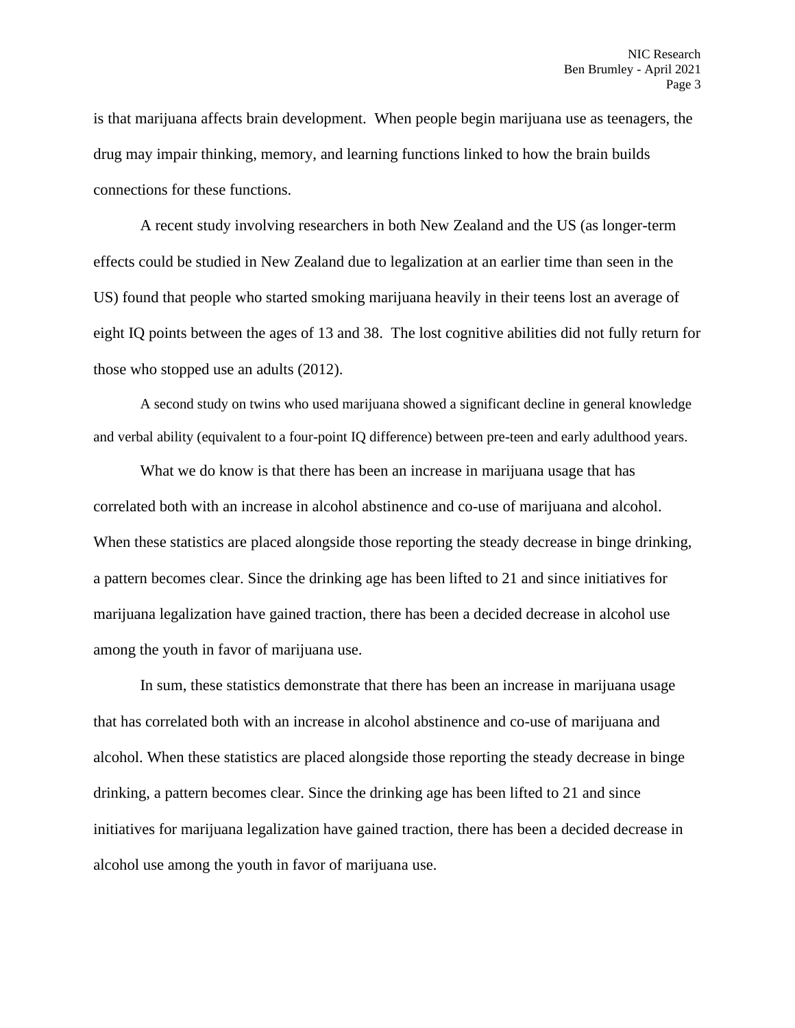is that marijuana affects brain development. When people begin marijuana use as teenagers, the drug may impair thinking, memory, and learning functions linked to how the brain builds connections for these functions.

A recent study involving researchers in both New Zealand and the US (as longer-term effects could be studied in New Zealand due to legalization at an earlier time than seen in the US) found that people who started smoking marijuana heavily in their teens lost an average of eight IQ points between the ages of 13 and 38. The lost cognitive abilities did not fully return for those who stopped use an adults (2012).

A second study on twins who used marijuana showed a significant decline in general knowledge and verbal ability (equivalent to a four-point IQ difference) between pre-teen and early adulthood years.

What we do know is that there has been an increase in marijuana usage that has correlated both with an increase in alcohol abstinence and co-use of marijuana and alcohol. When these statistics are placed alongside those reporting the steady decrease in binge drinking, a pattern becomes clear. Since the drinking age has been lifted to 21 and since initiatives for marijuana legalization have gained traction, there has been a decided decrease in alcohol use among the youth in favor of marijuana use.

In sum, these statistics demonstrate that there has been an increase in marijuana usage that has correlated both with an increase in alcohol abstinence and co-use of marijuana and alcohol. When these statistics are placed alongside those reporting the steady decrease in binge drinking, a pattern becomes clear. Since the drinking age has been lifted to 21 and since initiatives for marijuana legalization have gained traction, there has been a decided decrease in alcohol use among the youth in favor of marijuana use.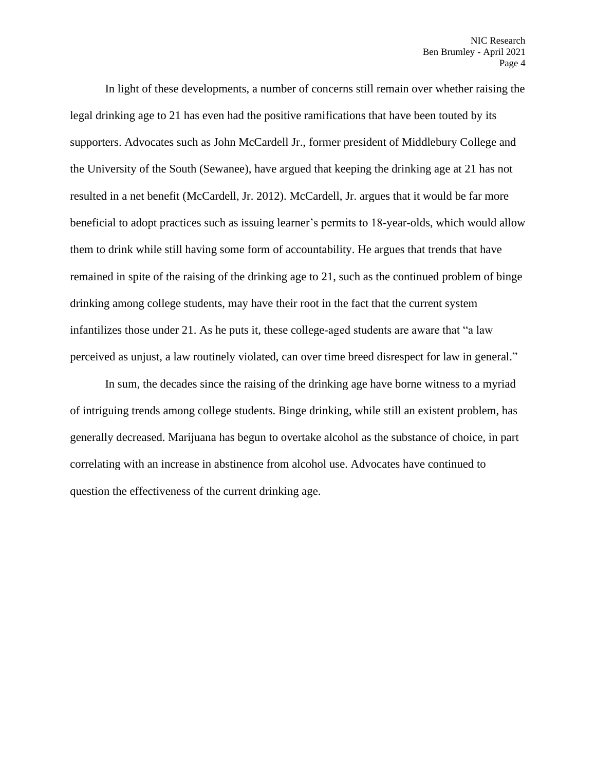In light of these developments, a number of concerns still remain over whether raising the legal drinking age to 21 has even had the positive ramifications that have been touted by its supporters. Advocates such as John McCardell Jr., former president of Middlebury College and the University of the South (Sewanee), have argued that keeping the drinking age at 21 has not resulted in a net benefit (McCardell, Jr. 2012). McCardell, Jr. argues that it would be far more beneficial to adopt practices such as issuing learner's permits to 18-year-olds, which would allow them to drink while still having some form of accountability. He argues that trends that have remained in spite of the raising of the drinking age to 21, such as the continued problem of binge drinking among college students, may have their root in the fact that the current system infantilizes those under 21. As he puts it, these college-aged students are aware that "a law perceived as unjust, a law routinely violated, can over time breed disrespect for law in general."

In sum, the decades since the raising of the drinking age have borne witness to a myriad of intriguing trends among college students. Binge drinking, while still an existent problem, has generally decreased. Marijuana has begun to overtake alcohol as the substance of choice, in part correlating with an increase in abstinence from alcohol use. Advocates have continued to question the effectiveness of the current drinking age.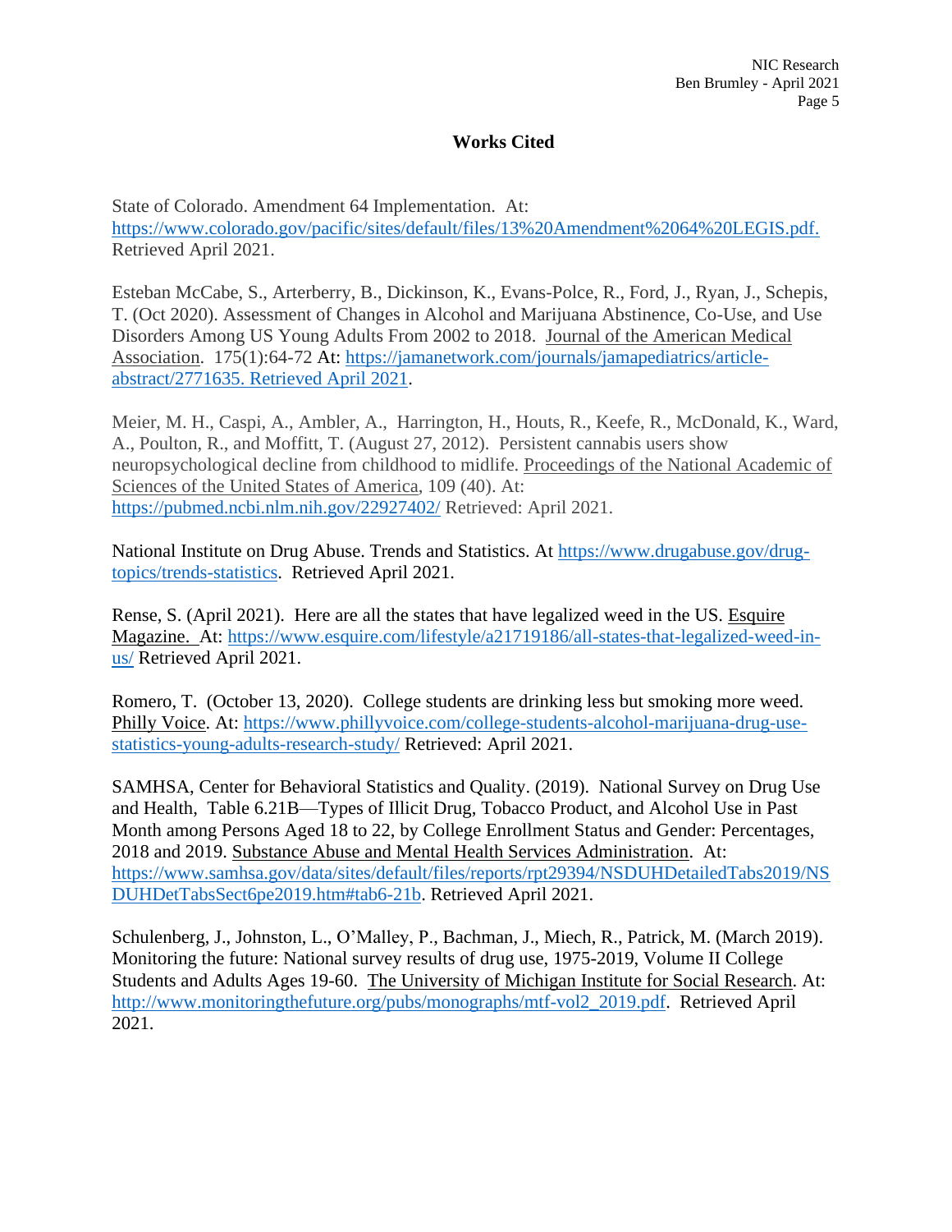## Works Cited

State of Colorado. Amendment 64 Implementation. At: https://www.colorado.gov/pacific/sites/default/files/13%20Amendment%2064%20LEGIS.pdf. Retrieved April 2021.

Esteban McCabe, S., Arterberry, B., Dickinson, K., Evans-Polce, R., Ford, J., Ryan, J., Schepis, T. (Oct 2020). Assessment of Changes in Alcohol and Marijuana Abstinence, Co-Use, and Use Disorders Among US Young Adults From 2002 to 2018. Journal of the American Medical Association. 175(1):64-72 At: https://jamanetwork.com/journals/jamapediatrics/article-abstract/2771635. Retrieved April 2021.

Meier, M. H., Caspi, A., Ambler, A., Harrington, H., Houts, R., Keefe, R., McDonald, K., Ward, A., Poulton, R., and Moffitt, T. (August 27, 2012). Persistent cannabis users show neuropsychological decline from childhood to midlife. Proceedings of the National Academic of Sciences of the United States of America, 109 (40). At: https://pubmed.ncbi.nlm.nih.gov/22927402/ Retrieved: April 2021.

National Institute on Drug Abuse. Trends and Statistics. At https://www.drugabuse.gov/drug-topics/trends-statistics. Retrieved April 2021.

Rense, S. (April 2021). Here are all the states that have legalized weed in the US. Esquire Magazine. At: https://www.esquire.com/lifestyle/a21719186/all-states-that-legalized-weed-in-us/ Retrieved April 2021.

Romero, T. (October 13, 2020). College students are drinking less but smoking more weed. Philly Voice. At: https://www.phillyvoice.com/college-students-alcohol-marijuana-drug-use-statistics-young-adults-research-study/ Retrieved: April 2021.

SAMHSA, Center for Behavioral Statistics and Quality. (2019). National Survey on Drug Use and Health, Table 6.21B—Types of Illicit Drug, Tobacco Product, and Alcohol Use in Past Month among Persons Aged 18 to 22, by College Enrollment Status and Gender: Percentages, 2018 and 2019. Substance Abuse and Mental Health Services Administration. At: https://www.samhsa.gov/data/sites/default/files/reports/rpt29394/NSDUHDetailedTabs2019/NSDUHDetTabsSect6pe2019.htm#tab6-21b. Retrieved April 2021.

Schulenberg, J., Johnston, L., O'Malley, P., Bachman, J., Miech, R., Patrick, M. (March 2019). Monitoring the future: National survey results of drug use, 1975-2019, Volume II College Students and Adults Ages 19-60. The University of Michigan Institute for Social Research. At: http://www.monitoringthefuture.org/pubs/monographs/mtf-vol2_2019.pdf. Retrieved April 2021.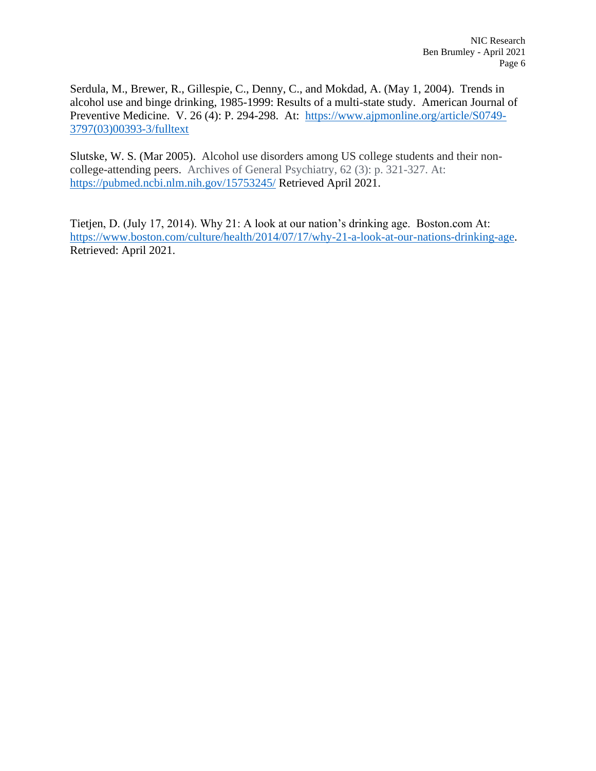Serdula, M., Brewer, R., Gillespie, C., Denny, C., and Mokdad, A. (May 1, 2004). Trends in alcohol use and binge drinking, 1985-1999: Results of a multi-state study. American Journal of Preventive Medicine. V. 26 (4): P. 294-298. At: https://www.ajpmonline.org/article/S0749-3797(03)00393-3/fulltext

Slutske, W. S. (Mar 2005). Alcohol use disorders among US college students and their non-college-attending peers. Archives of General Psychiatry, 62 (3): p. 321-327. At: https://pubmed.ncbi.nlm.nih.gov/15753245/ Retrieved April 2021.

Tietjen, D. (July 17, 2014). Why 21: A look at our nation's drinking age. Boston.com At: https://www.boston.com/culture/health/2014/07/17/why-21-a-look-at-our-nations-drinking-age. Retrieved: April 2021.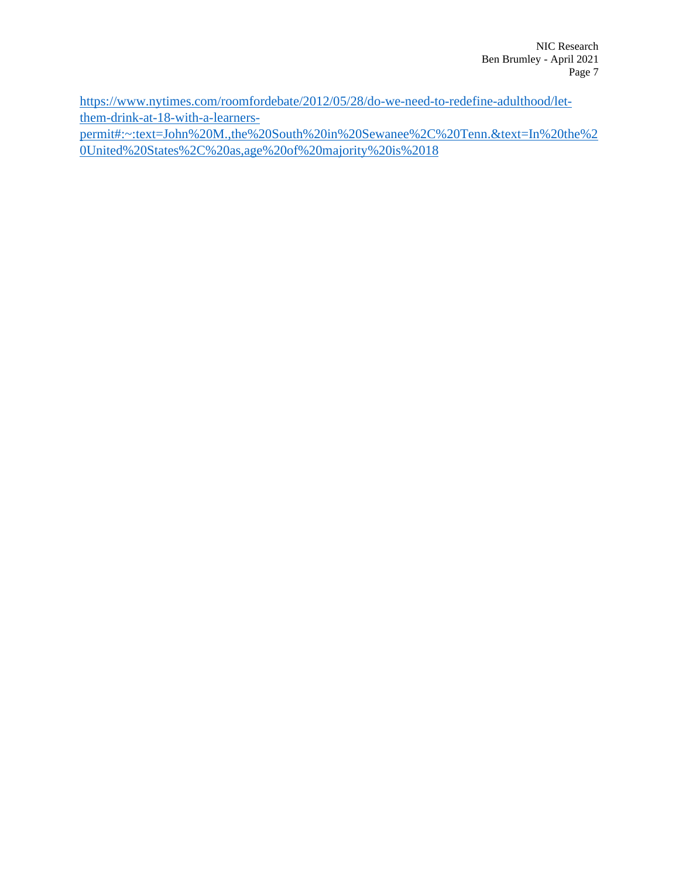https://www.nytimes.com/roomfordebate/2012/05/28/do-we-need-to-redefine-adulthood/let-them-drink-at-18-with-a-learners-permit#:~:text=John%20M.,the%20South%20in%20Sewanee%2C%20Tenn.&text=In%20the%20United%20States%2C%20as,age%20of%20majority%20is%2018